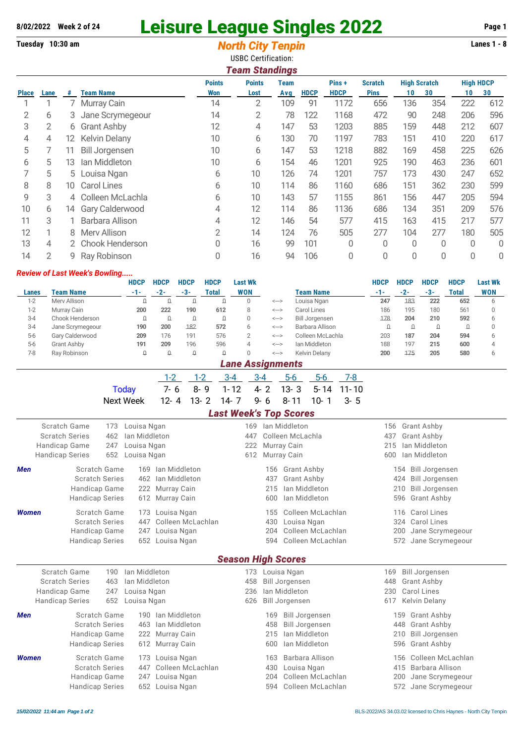8/02/2022 Week 2 of 24

# Leisure League Singles 2022

Tuesday 10:30 am

## North City Tenpin

Lanes 1 - 8

USBC Certification:

### Team Standings

| Place | Lane | # | Team Name | Points Won | Points Lost | Team Avg | HDCP | Pins + HDCP | Scratch Pins | High Scratch 10 | High Scratch 30 | High HDCP 10 | High HDCP 30 |
|---|---|---|---|---|---|---|---|---|---|---|---|---|---|
| 1 | 1 | 7 | Murray Cain | 14 | 2 | 109 | 91 | 1172 | 656 | 136 | 354 | 222 | 612 |
| 2 | 6 | 3 | Jane Scrymegeour | 14 | 2 | 78 | 122 | 1168 | 472 | 90 | 248 | 206 | 596 |
| 3 | 2 | 6 | Grant Ashby | 12 | 4 | 147 | 53 | 1203 | 885 | 159 | 448 | 212 | 607 |
| 4 | 4 | 12 | Kelvin Delany | 10 | 6 | 130 | 70 | 1197 | 783 | 151 | 410 | 220 | 617 |
| 5 | 7 | 11 | Bill Jorgensen | 10 | 6 | 147 | 53 | 1218 | 882 | 169 | 458 | 225 | 626 |
| 6 | 5 | 13 | Ian Middleton | 10 | 6 | 154 | 46 | 1201 | 925 | 190 | 463 | 236 | 601 |
| 7 | 5 | 5 | Louisa Ngan | 6 | 10 | 126 | 74 | 1201 | 757 | 173 | 430 | 247 | 652 |
| 8 | 8 | 10 | Carol Lines | 6 | 10 | 114 | 86 | 1160 | 686 | 151 | 362 | 230 | 599 |
| 9 | 3 | 4 | Colleen McLachla | 6 | 10 | 143 | 57 | 1155 | 861 | 156 | 447 | 205 | 594 |
| 10 | 6 | 14 | Gary Calderwood | 4 | 12 | 114 | 86 | 1136 | 686 | 134 | 351 | 209 | 576 |
| 11 | 3 | 1 | Barbara Allison | 4 | 12 | 146 | 54 | 577 | 415 | 163 | 415 | 217 | 577 |
| 12 | 1 | 8 | Merv Allison | 2 | 14 | 124 | 76 | 505 | 277 | 104 | 277 | 180 | 505 |
| 13 | 4 | 2 | Chook Henderson | 0 | 16 | 99 | 101 | 0 | 0 | 0 | 0 | 0 | 0 |
| 14 | 2 | 9 | Ray Robinson | 0 | 16 | 94 | 106 | 0 | 0 | 0 | 0 | 0 | 0 |

*Review of Last Week's Bowling.....*

| Lanes | Team Name | HDCP -1- | HDCP -2- | HDCP -3- | HDCP Total | Last Wk WON | | Team Name | HDCP -1- | HDCP -2- | HDCP -3- | HDCP Total | Last Wk WON |
|---|---|---|---|---|---|---|---|---|---|---|---|---|---|
| 1-2 | Merv Allison | 0 | 0 | 0 | 0 | 0 | <---> | Louisa Ngan | **247** | 183 | **222** | **652** | 6 |
| 1-2 | Murray Cain | **200** | **222** | **190** | **612** | 8 | <---> | Carol Lines | 186 | 195 | 180 | 561 | 0 |
| 3-4 | Chook Henderson | 0 | 0 | 0 | 0 | 0 | <---> | Bill Jorgensen | 178 | **204** | **210** | **592** | 6 |
| 3-4 | Jane Scrymegeour | **190** | **200** | 182 | **572** | 6 | <---> | Barbara Allison | 0 | 0 | 0 | 0 | 0 |
| 5-6 | Gary Calderwood | **209** | 176 | 191 | 576 | 2 | <---> | Colleen McLachla | 203 | **187** | **204** | **594** | 6 |
| 5-6 | Grant Ashby | **191** | **209** | 196 | 596 | 4 | <---> | Ian Middleton | 188 | 197 | **215** | **600** | 4 |
| 7-8 | Ray Robinson | 0 | 0 | 0 | 0 | 0 | <---> | Kelvin Delany | **200** | 175 | **205** | **580** | 6 |

### Lane Assignments

| | 1-2 | 1-2 | 3-4 | 3-4 | 5-6 | 5-6 | 7-8 |
|---|---|---|---|---|---|---|---|
| Today | 7- 6 | 8- 9 | 1- 12 | 4- 2 | 13- 3 | 5- 14 | 11- 10 |
| Next Week | 12- 4 | 13- 2 | 14- 7 | 9- 6 | 8- 11 | 10- 1 | 3- 5 |

### Last Week's Top Scores

| | | | | |
|---|---|---|---|---|
| | Scratch Game | 173 Louisa Ngan | 169 Ian Middleton | 156 Grant Ashby |
| | Scratch Series | 462 Ian Middleton | 447 Colleen McLachla | 437 Grant Ashby |
| | Handicap Game | 247 Louisa Ngan | 222 Murray Cain | 215 Ian Middleton |
| | Handicap Series | 652 Louisa Ngan | 612 Murray Cain | 600 Ian Middleton |
| **Men** | Scratch Game | 169 Ian Middleton | 156 Grant Ashby | 154 Bill Jorgensen |
| | Scratch Series | 462 Ian Middleton | 437 Grant Ashby | 424 Bill Jorgensen |
| | Handicap Game | 222 Murray Cain | 215 Ian Middleton | 210 Bill Jorgensen |
| | Handicap Series | 612 Murray Cain | 600 Ian Middleton | 596 Grant Ashby |
| **Women** | Scratch Game | 173 Louisa Ngan | 155 Colleen McLachlan | 116 Carol Lines |
| | Scratch Series | 447 Colleen McLachlan | 430 Louisa Ngan | 324 Carol Lines |
| | Handicap Game | 247 Louisa Ngan | 204 Colleen McLachlan | 200 Jane Scrymegeour |
| | Handicap Series | 652 Louisa Ngan | 594 Colleen McLachlan | 572 Jane Scrymegeour |

### Season High Scores

| | | | | |
|---|---|---|---|---|
| | Scratch Game | 190 Ian Middleton | 173 Louisa Ngan | 169 Bill Jorgensen |
| | Scratch Series | 463 Ian Middleton | 458 Bill Jorgensen | 448 Grant Ashby |
| | Handicap Game | 247 Louisa Ngan | 236 Ian Middleton | 230 Carol Lines |
| | Handicap Series | 652 Louisa Ngan | 626 Bill Jorgensen | 617 Kelvin Delany |
| **Men** | Scratch Game | 190 Ian Middleton | 169 Bill Jorgensen | 159 Grant Ashby |
| | Scratch Series | 463 Ian Middleton | 458 Bill Jorgensen | 448 Grant Ashby |
| | Handicap Game | 222 Murray Cain | 215 Ian Middleton | 210 Bill Jorgensen |
| | Handicap Series | 612 Murray Cain | 600 Ian Middleton | 596 Grant Ashby |
| **Women** | Scratch Game | 173 Louisa Ngan | 163 Barbara Allison | 156 Colleen McLachlan |
| | Scratch Series | 447 Colleen McLachlan | 430 Louisa Ngan | 415 Barbara Allison |
| | Handicap Game | 247 Louisa Ngan | 204 Colleen McLachlan | 200 Jane Scrymegeour |
| | Handicap Series | 652 Louisa Ngan | 594 Colleen McLachlan | 572 Jane Scrymegeour |

*15/02/2022 11:44 am Page 1 of 2* BLS-2022/AS 34.03.02 licensed to Chris Haynes - North City Tenpin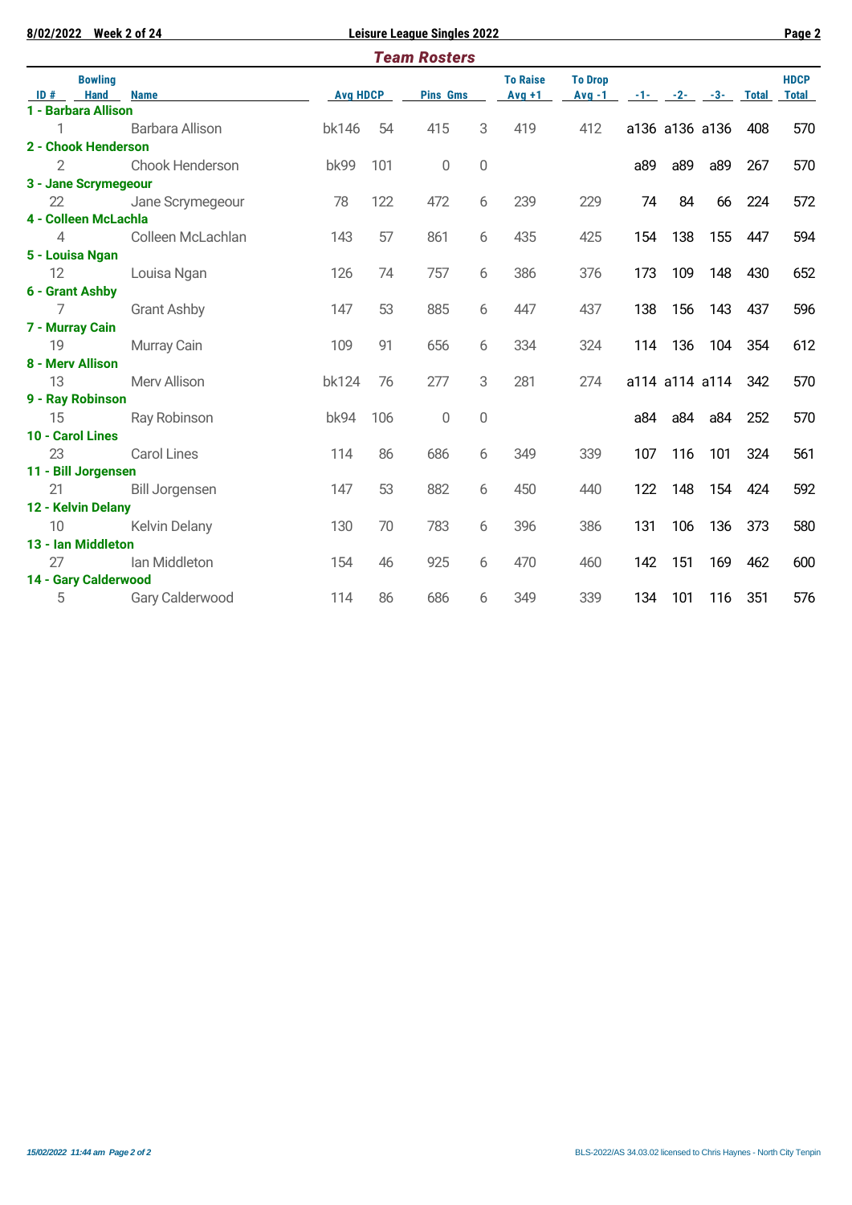## Team Rosters

| ID # | Bowling Hand | Name | Avg | HDCP | Pins | Gms | To Raise Avg +1 | To Drop Avg -1 | -1- | -2- | -3- | Total | HDCP Total |
|---|---|---|---|---|---|---|---|---|---|---|---|---|---|
| **1 - Barbara Allison** | | | | | | | | | | | | | |
| 1 | | Barbara Allison | bk146 | 54 | 415 | 3 | 419 | 412 | a136 | a136 | a136 | 408 | 570 |
| **2 - Chook Henderson** | | | | | | | | | | | | | |
| 2 | | Chook Henderson | bk99 | 101 | 0 | 0 | | | a89 | a89 | a89 | 267 | 570 |
| **3 - Jane Scrymegeour** | | | | | | | | | | | | | |
| 22 | | Jane Scrymegeour | 78 | 122 | 472 | 6 | 239 | 229 | 74 | 84 | 66 | 224 | 572 |
| **4 - Colleen McLachla** | | | | | | | | | | | | | |
| 4 | | Colleen McLachlan | 143 | 57 | 861 | 6 | 435 | 425 | 154 | 138 | 155 | 447 | 594 |
| **5 - Louisa Ngan** | | | | | | | | | | | | | |
| 12 | | Louisa Ngan | 126 | 74 | 757 | 6 | 386 | 376 | 173 | 109 | 148 | 430 | 652 |
| **6 - Grant Ashby** | | | | | | | | | | | | | |
| 7 | | Grant Ashby | 147 | 53 | 885 | 6 | 447 | 437 | 138 | 156 | 143 | 437 | 596 |
| **7 - Murray Cain** | | | | | | | | | | | | | |
| 19 | | Murray Cain | 109 | 91 | 656 | 6 | 334 | 324 | 114 | 136 | 104 | 354 | 612 |
| **8 - Merv Allison** | | | | | | | | | | | | | |
| 13 | | Merv Allison | bk124 | 76 | 277 | 3 | 281 | 274 | a114 | a114 | a114 | 342 | 570 |
| **9 - Ray Robinson** | | | | | | | | | | | | | |
| 15 | | Ray Robinson | bk94 | 106 | 0 | 0 | | | a84 | a84 | a84 | 252 | 570 |
| **10 - Carol Lines** | | | | | | | | | | | | | |
| 23 | | Carol Lines | 114 | 86 | 686 | 6 | 349 | 339 | 107 | 116 | 101 | 324 | 561 |
| **11 - Bill Jorgensen** | | | | | | | | | | | | | |
| 21 | | Bill Jorgensen | 147 | 53 | 882 | 6 | 450 | 440 | 122 | 148 | 154 | 424 | 592 |
| **12 - Kelvin Delany** | | | | | | | | | | | | | |
| 10 | | Kelvin Delany | 130 | 70 | 783 | 6 | 396 | 386 | 131 | 106 | 136 | 373 | 580 |
| **13 - Ian Middleton** | | | | | | | | | | | | | |
| 27 | | Ian Middleton | 154 | 46 | 925 | 6 | 470 | 460 | 142 | 151 | 169 | 462 | 600 |
| **14 - Gary Calderwood** | | | | | | | | | | | | | |
| 5 | | Gary Calderwood | 114 | 86 | 686 | 6 | 349 | 339 | 134 | 101 | 116 | 351 | 576 |